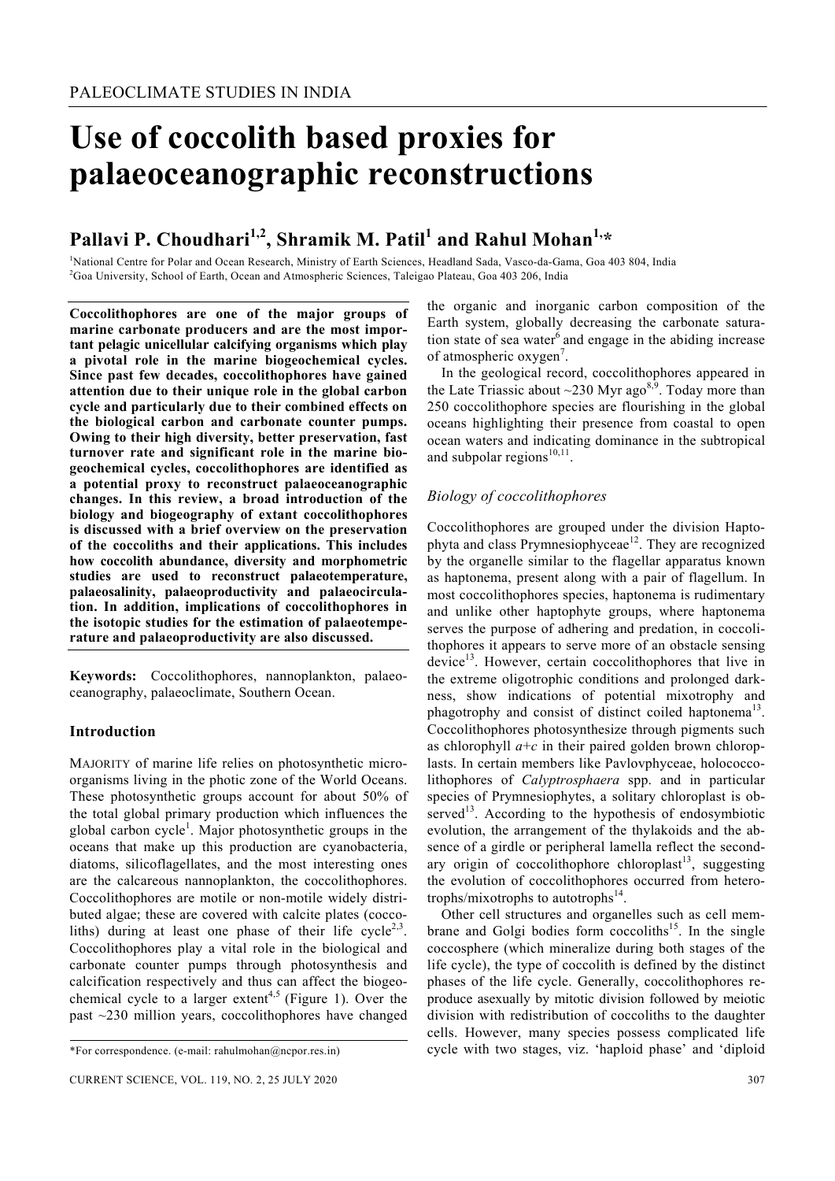# Use of coccolith based proxies for palaeoceanographic reconstructions

**Pallavi P. Choudhari[1,2], Shramik M. Patil[1] and Rahul Mohan[1,*]**

[1]National Centre for Polar and Ocean Research, Ministry of Earth Sciences, Headland Sada, Vasco-da-Gama, Goa 403 804, India
[2]Goa University, School of Earth, Ocean and Atmospheric Sciences, Taleigao Plateau, Goa 403 206, India

**Coccolithophores are one of the major groups of marine carbonate producers and are the most important pelagic unicellular calcifying organisms which play a pivotal role in the marine biogeochemical cycles. Since past few decades, coccolithophores have gained attention due to their unique role in the global carbon cycle and particularly due to their combined effects on the biological carbon and carbonate counter pumps. Owing to their high diversity, better preservation, fast turnover rate and significant role in the marine biogeochemical cycles, coccolithophores are identified as a potential proxy to reconstruct palaeoceanographic changes. In this review, a broad introduction of the biology and biogeography of extant coccolithophores is discussed with a brief overview on the preservation of the coccoliths and their applications. This includes how coccolith abundance, diversity and morphometric studies are used to reconstruct palaeotemperature, palaeosalinity, palaeoproductivity and palaeocirculation. In addition, implications of coccolithophores in the isotopic studies for the estimation of palaeotemperature and palaeoproductivity are also discussed.**

**Keywords:** Coccolithophores, nannoplankton, palaeoceanography, palaeoclimate, Southern Ocean.

## Introduction

MAJORITY of marine life relies on photosynthetic microorganisms living in the photic zone of the World Oceans. These photosynthetic groups account for about 50% of the total global primary production which influences the global carbon cycle[1]. Major photosynthetic groups in the oceans that make up this production are cyanobacteria, diatoms, silicoflagellates, and the most interesting ones are the calcareous nannoplankton, the coccolithophores. Coccolithophores are motile or non-motile widely distributed algae; these are covered with calcite plates (coccoliths) during at least one phase of their life cycle[2,3]. Coccolithophores play a vital role in the biological and carbonate counter pumps through photosynthesis and calcification respectively and thus can affect the biogeochemical cycle to a larger extent[4,5] (Figure 1). Over the past ~230 million years, coccolithophores have changed the organic and inorganic carbon composition of the Earth system, globally decreasing the carbonate saturation state of sea water[6] and engage in the abiding increase of atmospheric oxygen[7].

In the geological record, coccolithophores appeared in the Late Triassic about ~230 Myr ago[8,9]. Today more than 250 coccolithophore species are flourishing in the global oceans highlighting their presence from coastal to open ocean waters and indicating dominance in the subtropical and subpolar regions[10,11].

### *Biology of coccolithophores*

Coccolithophores are grouped under the division Haptophyta and class Prymnesiophyceae[12]. They are recognized by the organelle similar to the flagellar apparatus known as haptonema, present along with a pair of flagellum. In most coccolithophores species, haptonema is rudimentary and unlike other haptophyte groups, where haptonema serves the purpose of adhering and predation, in coccolithophores it appears to serve more of an obstacle sensing device[13]. However, certain coccolithophores that live in the extreme oligotrophic conditions and prolonged darkness, show indications of potential mixotrophy and phagotrophy and consist of distinct coiled haptonema[13]. Coccolithophores photosynthesize through pigments such as chlorophyll *a*+*c* in their paired golden brown chloroplasts. In certain members like Pavlovphyceae, holococcolithophores of *Calyptrosphaera* spp. and in particular species of Prymnesiophytes, a solitary chloroplast is observed[13]. According to the hypothesis of endosymbiotic evolution, the arrangement of the thylakoids and the absence of a girdle or peripheral lamella reflect the secondary origin of coccolithophore chloroplast[13], suggesting the evolution of coccolithophores occurred from heterotrophs/mixotrophs to autotrophs[14].

Other cell structures and organelles such as cell membrane and Golgi bodies form coccoliths[15]. In the single coccosphere (which mineralize during both stages of the life cycle), the type of coccolith is defined by the distinct phases of the life cycle. Generally, coccolithophores reproduce asexually by mitotic division followed by meiotic division with redistribution of coccoliths to the daughter cells. However, many species possess complicated life cycle with two stages, viz. 'haploid phase' and 'diploid

*For correspondence. (e-mail: rahulmohan@ncpor.res.in)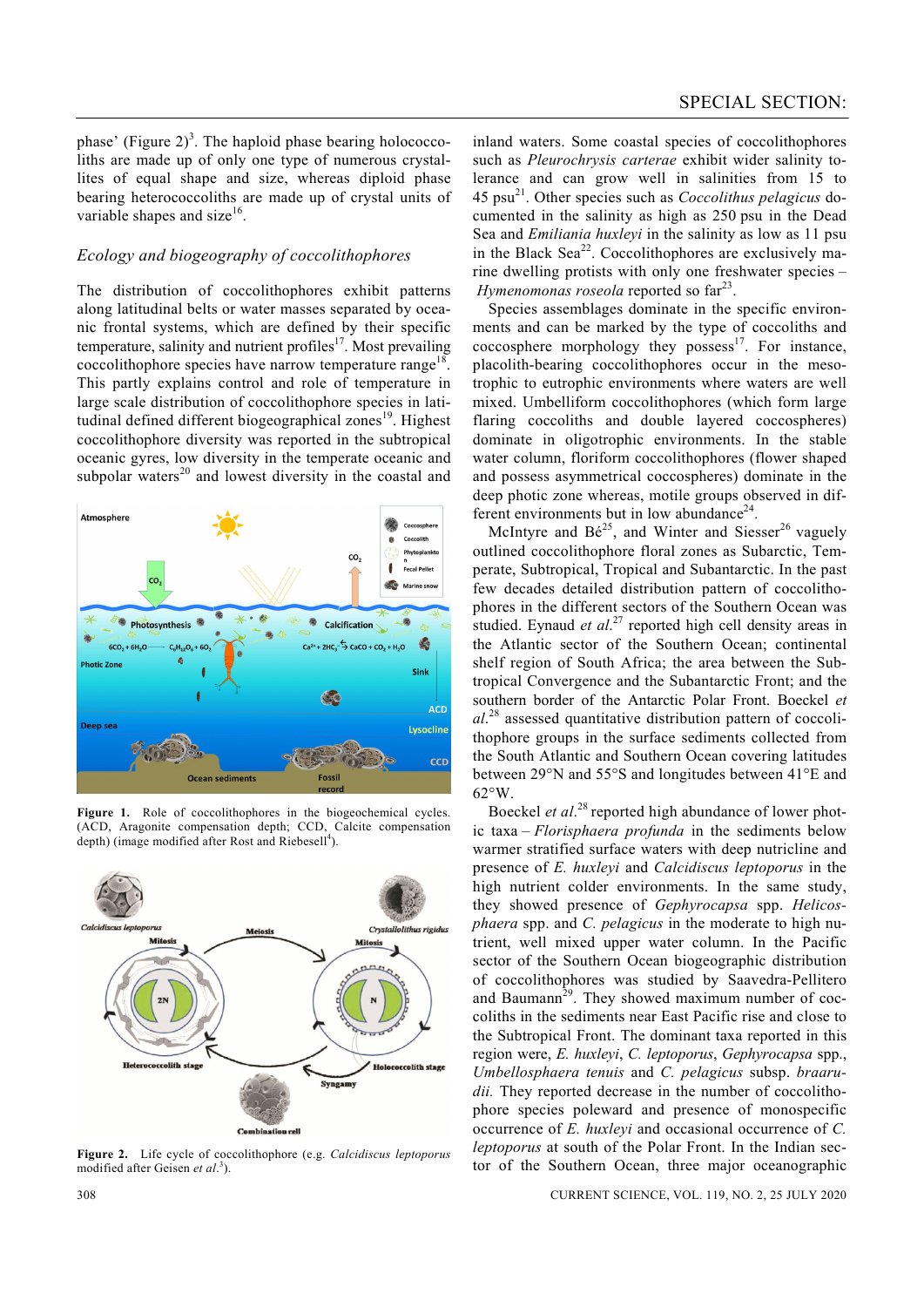phase' (Figure 2)[3]. The haploid phase bearing holococcoliths are made up of only one type of numerous crystallites of equal shape and size, whereas diploid phase bearing heterococcoliths are made up of crystal units of variable shapes and size[16].

### Ecology and biogeography of coccolithophores

The distribution of coccolithophores exhibit patterns along latitudinal belts or water masses separated by oceanic frontal systems, which are defined by their specific temperature, salinity and nutrient profiles[17]. Most prevailing coccolithophore species have narrow temperature range[18]. This partly explains control and role of temperature in large scale distribution of coccolithophore species in latitudinal defined different biogeographical zones[19]. Highest coccolithophore diversity was reported in the subtropical oceanic gyres, low diversity in the temperate oceanic and subpolar waters[20] and lowest diversity in the coastal and inland waters. Some coastal species of coccolithophores such as *Pleurochrysis carterae* exhibit wider salinity tolerance and can grow well in salinities from 15 to 45 psu[21]. Other species such as *Coccolithus pelagicus* documented in the salinity as high as 250 psu in the Dead Sea and *Emiliania huxleyi* in the salinity as low as 11 psu in the Black Sea[22]. Coccolithophores are exclusively marine dwelling protists with only one freshwater species – *Hymenomonas roseola* reported so far[23].

**Figure 1.** Role of coccolithophores in the biogeochemical cycles. (ACD, Aragonite compensation depth; CCD, Calcite compensation depth) (image modified after Rost and Riebesell[4]).

**Figure 2.** Life cycle of coccolithophore (e.g. *Calcidiscus leptoporus* modified after Geisen *et al.*[3]).

Species assemblages dominate in the specific environments and can be marked by the type of coccoliths and coccosphere morphology they possess[17]. For instance, placolith-bearing coccolithophores occur in the mesotrophic to eutrophic environments where waters are well mixed. Umbelliform coccolithophores (which form large flaring coccoliths and double layered coccospheres) dominate in oligotrophic environments. In the stable water column, floriform coccolithophores (flower shaped and possess asymmetrical coccospheres) dominate in the deep photic zone whereas, motile groups observed in different environments but in low abundance[24].

McIntyre and Bé[25], and Winter and Siesser[26] vaguely outlined coccolithophore floral zones as Subarctic, Temperate, Subtropical, Tropical and Subantarctic. In the past few decades detailed distribution pattern of coccolithophores in the different sectors of the Southern Ocean was studied. Eynaud *et al.*[27] reported high cell density areas in the Atlantic sector of the Southern Ocean; continental shelf region of South Africa; the area between the Subtropical Convergence and the Subantarctic Front; and the southern border of the Antarctic Polar Front. Boeckel *et al.*[28] assessed quantitative distribution pattern of coccolithophore groups in the surface sediments collected from the South Atlantic and Southern Ocean covering latitudes between 29°N and 55°S and longitudes between 41°E and 62°W.

Boeckel *et al.*[28] reported high abundance of lower photic taxa – *Florisphaera profunda* in the sediments below warmer stratified surface waters with deep nutricline and presence of *E. huxleyi* and *Calcidiscus leptoporus* in the high nutrient colder environments. In the same study, they showed presence of *Gephyrocapsa* spp. *Helicosphaera* spp. and *C. pelagicus* in the moderate to high nutrient, well mixed upper water column. In the Pacific sector of the Southern Ocean biogeographic distribution of coccolithophores was studied by Saavedra-Pellitero and Baumann[29]. They showed maximum number of coccoliths in the sediments near East Pacific rise and close to the Subtropical Front. The dominant taxa reported in this region were, *E. huxleyi*, *C. leptoporus*, *Gephyrocapsa* spp., *Umbellosphaera tenuis* and *C. pelagicus* subsp. *braarudii.* They reported decrease in the number of coccolithophore species poleward and presence of monospecific occurrence of *E. huxleyi* and occasional occurrence of *C. leptoporus* at south of the Polar Front. In the Indian sector of the Southern Ocean, three major oceanographic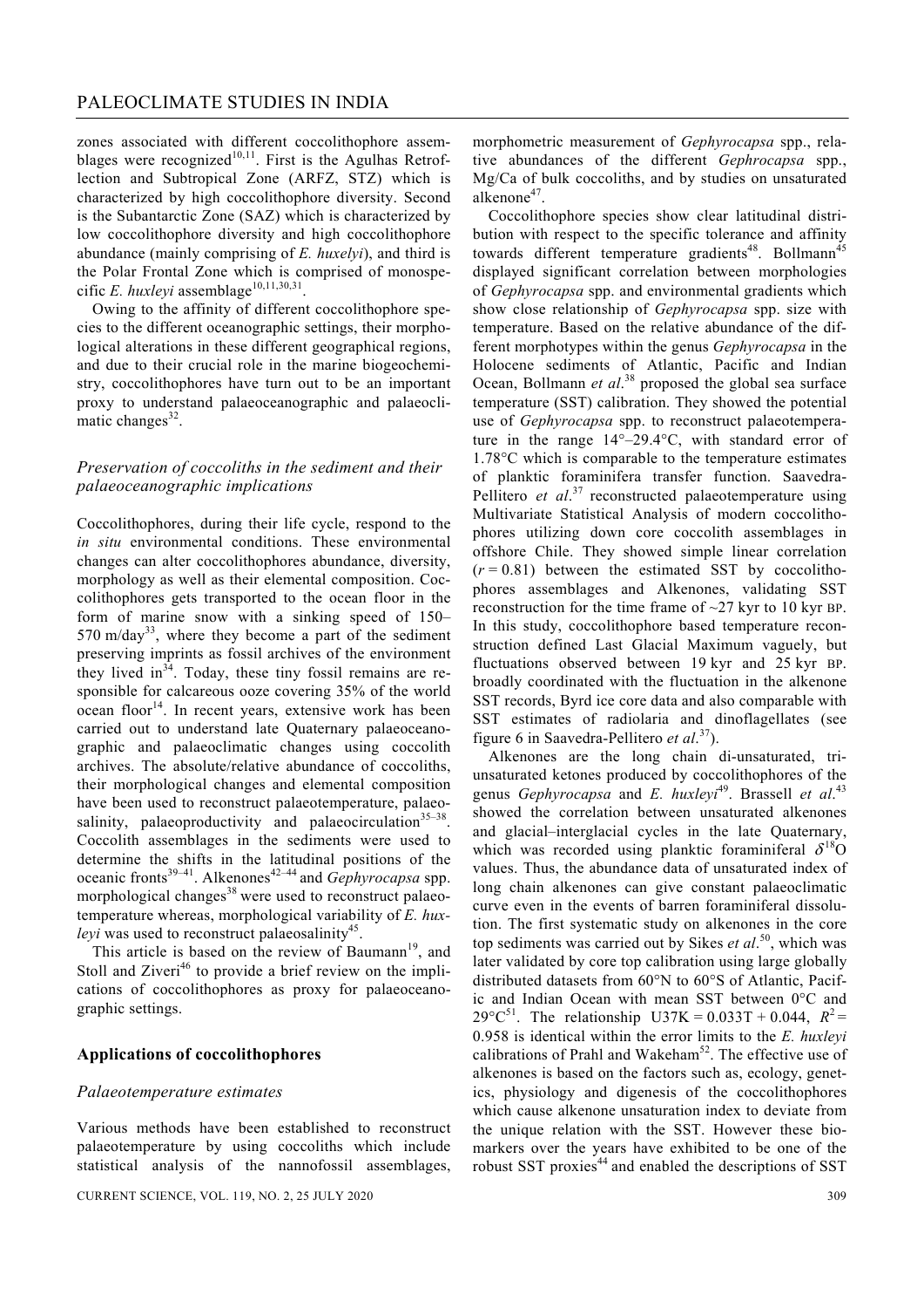zones associated with different coccolithophore assemblages were recognized[10,11]. First is the Agulhas Retroflection and Subtropical Zone (ARFZ, STZ) which is characterized by high coccolithophore diversity. Second is the Subantarctic Zone (SAZ) which is characterized by low coccolithophore diversity and high coccolithophore abundance (mainly comprising of *E. huxelyi*), and third is the Polar Frontal Zone which is comprised of monospecific *E. huxleyi* assemblage[10,11,30,31].

Owing to the affinity of different coccolithophore species to the different oceanographic settings, their morphological alterations in these different geographical regions, and due to their crucial role in the marine biogeochemistry, coccolithophores have turn out to be an important proxy to understand palaeoceanographic and palaeoclimatic changes[32].

### *Preservation of coccoliths in the sediment and their palaeoceanographic implications*

Coccolithophores, during their life cycle, respond to the *in situ* environmental conditions. These environmental changes can alter coccolithophores abundance, diversity, morphology as well as their elemental composition. Coccolithophores gets transported to the ocean floor in the form of marine snow with a sinking speed of 150–570 m/day[33], where they become a part of the sediment preserving imprints as fossil archives of the environment they lived in[34]. Today, these tiny fossil remains are responsible for calcareous ooze covering 35% of the world ocean floor[14]. In recent years, extensive work has been carried out to understand late Quaternary palaeoceanographic and palaeoclimatic changes using coccolith archives. The absolute/relative abundance of coccoliths, their morphological changes and elemental composition have been used to reconstruct palaeotemperature, palaeosalinity, palaeoproductivity and palaeocirculation[35–38]. Coccolith assemblages in the sediments were used to determine the shifts in the latitudinal positions of the oceanic fronts[39–41]. Alkenones[42–44] and *Gephyrocapsa* spp. morphological changes[38] were used to reconstruct palaeotemperature whereas, morphological variability of *E. huxleyi* was used to reconstruct palaeosalinity[45].

This article is based on the review of Baumann[19], and Stoll and Ziveri[46] to provide a brief review on the implications of coccolithophores as proxy for palaeoceanographic settings.

## Applications of coccolithophores

### *Palaeotemperature estimates*

Various methods have been established to reconstruct palaeotemperature by using coccoliths which include statistical analysis of the nannofossil assemblages, morphometric measurement of *Gephyrocapsa* spp., relative abundances of the different *Gephrocapsa* spp., Mg/Ca of bulk coccoliths, and by studies on unsaturated alkenone[47].

Coccolithophore species show clear latitudinal distribution with respect to the specific tolerance and affinity towards different temperature gradients[48]. Bollmann[45] displayed significant correlation between morphologies of *Gephyrocapsa* spp. and environmental gradients which show close relationship of *Gephyrocapsa* spp. size with temperature. Based on the relative abundance of the different morphotypes within the genus *Gephyrocapsa* in the Holocene sediments of Atlantic, Pacific and Indian Ocean, Bollmann *et al*.[38] proposed the global sea surface temperature (SST) calibration. They showed the potential use of *Gephyrocapsa* spp. to reconstruct palaeotemperature in the range 14°–29.4°C, with standard error of 1.78°C which is comparable to the temperature estimates of planktic foraminifera transfer function. Saavedra-Pellitero *et al*.[37] reconstructed palaeotemperature using Multivariate Statistical Analysis of modern coccolithophores utilizing down core coccolith assemblages in offshore Chile. They showed simple linear correlation ($r = 0.81$) between the estimated SST by coccolithophores assemblages and Alkenones, validating SST reconstruction for the time frame of ~27 kyr to 10 kyr BP. In this study, coccolithophore based temperature reconstruction defined Last Glacial Maximum vaguely, but fluctuations observed between 19 kyr and 25 kyr BP. broadly coordinated with the fluctuation in the alkenone SST records, Byrd ice core data and also comparable with SST estimates of radiolaria and dinoflagellates (see figure 6 in Saavedra-Pellitero *et al*.[37]).

Alkenones are the long chain di-unsaturated, tri-unsaturated ketones produced by coccolithophores of the genus *Gephyrocapsa* and *E. huxleyi*[49]. Brassell *et al*.[43] showed the correlation between unsaturated alkenones and glacial–interglacial cycles in the late Quaternary, which was recorded using planktic foraminiferal $\delta^{18}O$ values. Thus, the abundance data of unsaturated index of long chain alkenones can give constant palaeoclimatic curve even in the events of barren foraminiferal dissolution. The first systematic study on alkenones in the core top sediments was carried out by Sikes *et al*.[50], which was later validated by core top calibration using large globally distributed datasets from 60°N to 60°S of Atlantic, Pacific and Indian Ocean with mean SST between 0°C and 29°C[51]. The relationship U37K = 0.033T + 0.044, $R^2 = 0.958$ is identical within the error limits to the *E. huxleyi* calibrations of Prahl and Wakeham[52]. The effective use of alkenones is based on the factors such as, ecology, genetics, physiology and digenesis of the coccolithophores which cause alkenone unsaturation index to deviate from the unique relation with the SST. However these biomarkers over the years have exhibited to be one of the robust SST proxies[44] and enabled the descriptions of SST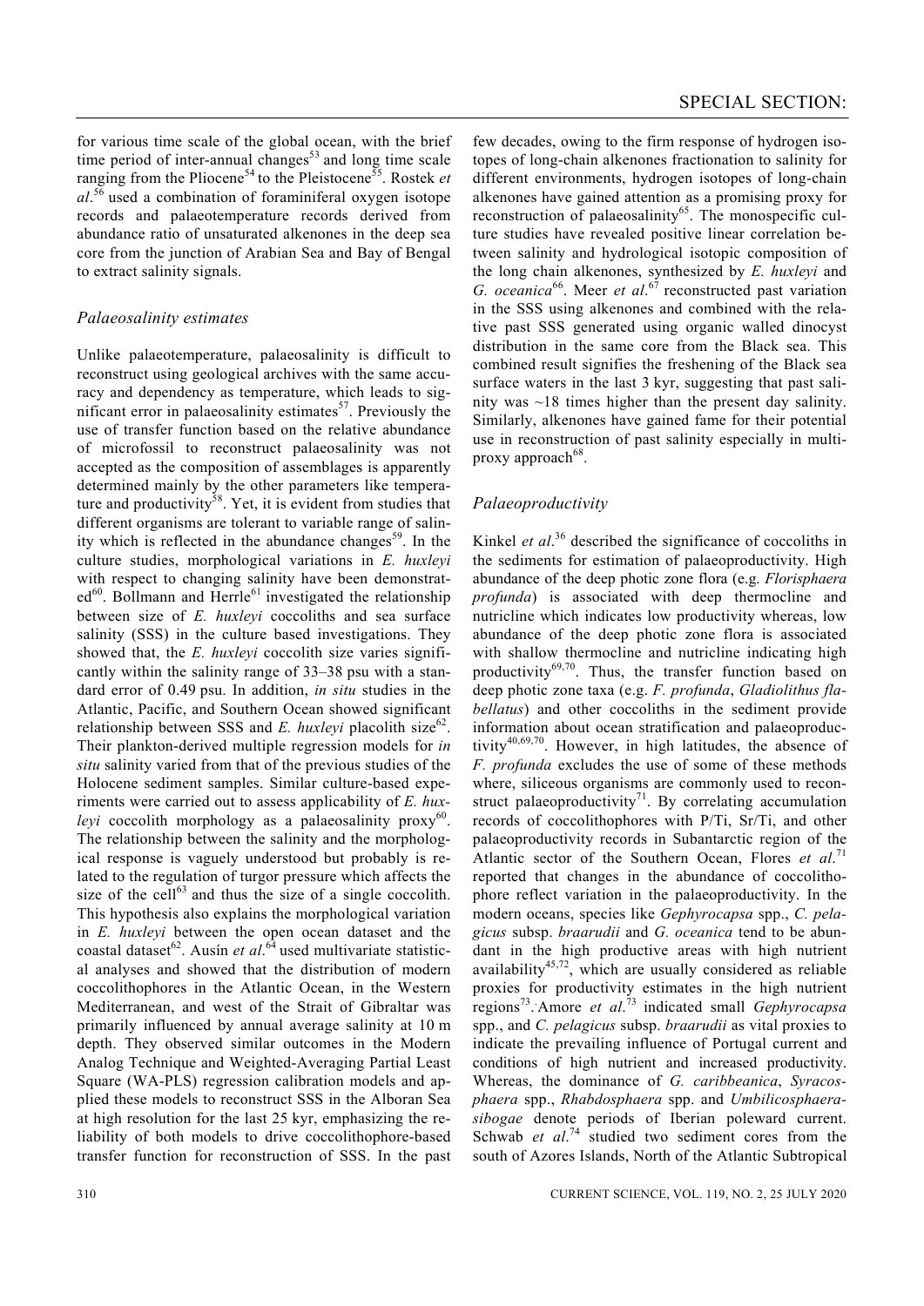for various time scale of the global ocean, with the brief time period of inter-annual changes[53] and long time scale ranging from the Pliocene[54] to the Pleistocene[55]. Rostek *et al*.[56] used a combination of foraminiferal oxygen isotope records and palaeotemperature records derived from abundance ratio of unsaturated alkenones in the deep sea core from the junction of Arabian Sea and Bay of Bengal to extract salinity signals.

### *Palaeosalinity estimates*

Unlike palaeotemperature, palaeosalinity is difficult to reconstruct using geological archives with the same accuracy and dependency as temperature, which leads to significant error in palaeosalinity estimates[57]. Previously the use of transfer function based on the relative abundance of microfossil to reconstruct palaeosalinity was not accepted as the composition of assemblages is apparently determined mainly by the other parameters like temperature and productivity[58]. Yet, it is evident from studies that different organisms are tolerant to variable range of salinity which is reflected in the abundance changes[59]. In the culture studies, morphological variations in *E. huxleyi* with respect to changing salinity have been demonstrated[60]. Bollmann and Herrle[61] investigated the relationship between size of *E. huxleyi* coccoliths and sea surface salinity (SSS) in the culture based investigations. They showed that, the *E. huxleyi* coccolith size varies significantly within the salinity range of 33–38 psu with a standard error of 0.49 psu. In addition, *in situ* studies in the Atlantic, Pacific, and Southern Ocean showed significant relationship between SSS and *E. huxleyi* placolith size[62]. Their plankton-derived multiple regression models for *in situ* salinity varied from that of the previous studies of the Holocene sediment samples. Similar culture-based experiments were carried out to assess applicability of *E. huxleyi* coccolith morphology as a palaeosalinity proxy[60]. The relationship between the salinity and the morphological response is vaguely understood but probably is related to the regulation of turgor pressure which affects the size of the cell[63] and thus the size of a single coccolith. This hypothesis also explains the morphological variation in *E. huxleyi* between the open ocean dataset and the coastal dataset[62]. Ausín *et al*.[64] used multivariate statistical analyses and showed that the distribution of modern coccolithophores in the Atlantic Ocean, in the Western Mediterranean, and west of the Strait of Gibraltar was primarily influenced by annual average salinity at 10 m depth. They observed similar outcomes in the Modern Analog Technique and Weighted-Averaging Partial Least Square (WA-PLS) regression calibration models and applied these models to reconstruct SSS in the Alboran Sea at high resolution for the last 25 kyr, emphasizing the reliability of both models to drive coccolithophore-based transfer function for reconstruction of SSS. In the past few decades, owing to the firm response of hydrogen isotopes of long-chain alkenones fractionation to salinity for different environments, hydrogen isotopes of long-chain alkenones have gained attention as a promising proxy for reconstruction of palaeosalinity[65]. The monospecific culture studies have revealed positive linear correlation between salinity and hydrological isotopic composition of the long chain alkenones, synthesized by *E. huxleyi* and *G. oceanica*[66]. Meer *et al*.[67] reconstructed past variation in the SSS using alkenones and combined with the relative past SSS generated using organic walled dinocyst distribution in the same core from the Black sea. This combined result signifies the freshening of the Black sea surface waters in the last 3 kyr, suggesting that past salinity was ~18 times higher than the present day salinity. Similarly, alkenones have gained fame for their potential use in reconstruction of past salinity especially in multi-proxy approach[68].

### *Palaeoproductivity*

Kinkel *et al*.[36] described the significance of coccoliths in the sediments for estimation of palaeoproductivity. High abundance of the deep photic zone flora (e.g. *Florisphaera profunda*) is associated with deep thermocline and nutricline which indicates low productivity whereas, low abundance of the deep photic zone flora is associated with shallow thermocline and nutricline indicating high productivity[69,70]. Thus, the transfer function based on deep photic zone taxa (e.g. *F. profunda*, *Gladiolithus flabellatus*) and other coccoliths in the sediment provide information about ocean stratification and palaeoproductivity[40,69,70]. However, in high latitudes, the absence of *F. profunda* excludes the use of some of these methods where, siliceous organisms are commonly used to reconstruct palaeoproductivity[71]. By correlating accumulation records of coccolithophores with P/Ti, Sr/Ti, and other palaeoproductivity records in Subantarctic region of the Atlantic sector of the Southern Ocean, Flores *et al*.[71] reported that changes in the abundance of coccolithophore reflect variation in the palaeoproductivity. In the modern oceans, species like *Gephyrocapsa* spp., *C. pelagicus* subsp. *braarudii* and *G. oceanica* tend to be abundant in the high productive areas with high nutrient availability[45,72], which are usually considered as reliable proxies for productivity estimates in the high nutrient regions[73]. Amore *et al*.[73] indicated small *Gephyrocapsa* spp., and *C. pelagicus* subsp. *braarudii* as vital proxies to indicate the prevailing influence of Portugal current and conditions of high nutrient and increased productivity. Whereas, the dominance of *G. caribbeanica*, *Syracosphaera* spp., *Rhabdosphaera* spp. and *Umbilicosphaera sibogae* denote periods of Iberian poleward current. Schwab *et al*.[74] studied two sediment cores from the south of Azores Islands, North of the Atlantic Subtropical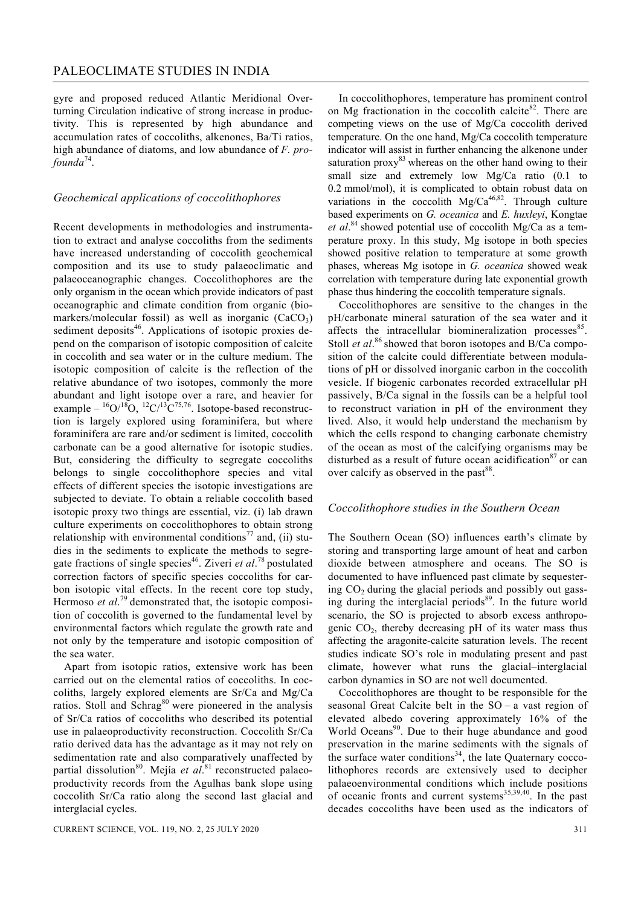gyre and proposed reduced Atlantic Meridional Overturning Circulation indicative of strong increase in productivity. This is represented by high abundance and accumulation rates of coccoliths, alkenones, Ba/Ti ratios, high abundance of diatoms, and low abundance of *F. profounda*[74].

### *Geochemical applications of coccolithophores*

Recent developments in methodologies and instrumentation to extract and analyse coccoliths from the sediments have increased understanding of coccolith geochemical composition and its use to study palaeoclimatic and palaeoceanographic changes. Coccolithophores are the only organism in the ocean which provide indicators of past oceanographic and climate condition from organic (biomarkers/molecular fossil) as well as inorganic ($CaCO_3$) sediment deposits[46]. Applications of isotopic proxies depend on the comparison of isotopic composition of calcite in coccolith and sea water or in the culture medium. The isotopic composition of calcite is the reflection of the relative abundance of two isotopes, commonly the more abundant and light isotope over a rare, and heavier for example – $^{16}O/^{18}O$, $^{12}C/^{13}C$[75,76]. Isotope-based reconstruction is largely explored using foraminifera, but where foraminifera are rare and/or sediment is limited, coccolith carbonate can be a good alternative for isotopic studies. But, considering the difficulty to segregate coccoliths belongs to single coccolithophore species and vital effects of different species the isotopic investigations are subjected to deviate. To obtain a reliable coccolith based isotopic proxy two things are essential, viz. (i) lab drawn culture experiments on coccolithophores to obtain strong relationship with environmental conditions[77] and, (ii) studies in the sediments to explicate the methods to segregate fractions of single species[46]. Ziveri *et al.*[78] postulated correction factors of specific species coccoliths for carbon isotopic vital effects. In the recent core top study, Hermoso *et al.*[79] demonstrated that, the isotopic composition of coccolith is governed to the fundamental level by environmental factors which regulate the growth rate and not only by the temperature and isotopic composition of the sea water.

Apart from isotopic ratios, extensive work has been carried out on the elemental ratios of coccoliths. In coccoliths, largely explored elements are Sr/Ca and Mg/Ca ratios. Stoll and Schrag[80] were pioneered in the analysis of Sr/Ca ratios of coccoliths who described its potential use in palaeoproductivity reconstruction. Coccolith Sr/Ca ratio derived data has the advantage as it may not rely on sedimentation rate and also comparatively unaffected by partial dissolution[80]. Mejía *et al.*[81] reconstructed palaeoproductivity records from the Agulhas bank slope using coccolith Sr/Ca ratio along the second last glacial and interglacial cycles.

In coccolithophores, temperature has prominent control on Mg fractionation in the coccolith calcite[82]. There are competing views on the use of Mg/Ca coccolith derived temperature. On the one hand, Mg/Ca coccolith temperature indicator will assist in further enhancing the alkenone under saturation proxy[83] whereas on the other hand owing to their small size and extremely low Mg/Ca ratio (0.1 to 0.2 mmol/mol), it is complicated to obtain robust data on variations in the coccolith Mg/Ca[46,82]. Through culture based experiments on *G. oceanica* and *E. huxleyi*, Kongtae *et al.*[84] showed potential use of coccolith Mg/Ca as a temperature proxy. In this study, Mg isotope in both species showed positive relation to temperature at some growth phases, whereas Mg isotope in *G. oceanica* showed weak correlation with temperature during late exponential growth phase thus hindering the coccolith temperature signals.

Coccolithophores are sensitive to the changes in the pH/carbonate mineral saturation of the sea water and it affects the intracellular biomineralization processes[85]. Stoll *et al.*[86] showed that boron isotopes and B/Ca composition of the calcite could differentiate between modulations of pH or dissolved inorganic carbon in the coccolith vesicle. If biogenic carbonates recorded extracellular pH passively, B/Ca signal in the fossils can be a helpful tool to reconstruct variation in pH of the environment they lived. Also, it would help understand the mechanism by which the cells respond to changing carbonate chemistry of the ocean as most of the calcifying organisms may be disturbed as a result of future ocean acidification[87] or can over calcify as observed in the past[88].

### *Coccolithophore studies in the Southern Ocean*

The Southern Ocean (SO) influences earth's climate by storing and transporting large amount of heat and carbon dioxide between atmosphere and oceans. The SO is documented to have influenced past climate by sequestering $CO_2$ during the glacial periods and possibly out gassing during the interglacial periods[89]. In the future world scenario, the SO is projected to absorb excess anthropogenic $CO_2$, thereby decreasing pH of its water mass thus affecting the aragonite-calcite saturation levels. The recent studies indicate SO's role in modulating present and past climate, however what runs the glacial–interglacial carbon dynamics in SO are not well documented.

Coccolithophores are thought to be responsible for the seasonal Great Calcite belt in the SO – a vast region of elevated albedo covering approximately 16% of the World Oceans[90]. Due to their huge abundance and good preservation in the marine sediments with the signals of the surface water conditions[34], the late Quaternary coccolithophores records are extensively used to decipher palaeoenvironmental conditions which include positions of oceanic fronts and current systems[35,39,40]. In the past decades coccoliths have been used as the indicators of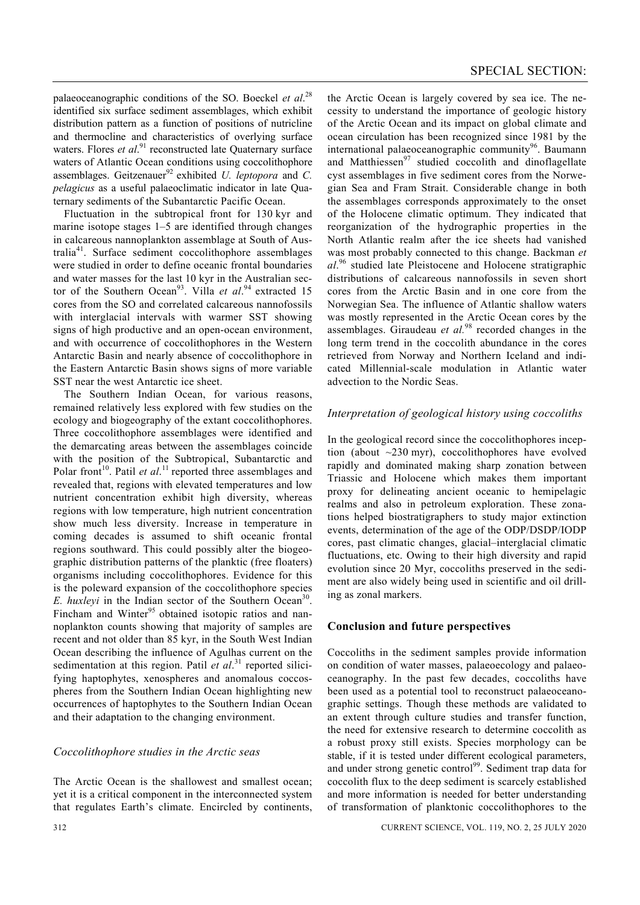palaeoceanographic conditions of the SO. Boeckel *et al*.[28] identified six surface sediment assemblages, which exhibit distribution pattern as a function of positions of nutricline and thermocline and characteristics of overlying surface waters. Flores *et al*.[91] reconstructed late Quaternary surface waters of Atlantic Ocean conditions using coccolithophore assemblages. Geitzenauer[92] exhibited *U. leptopora* and *C. pelagicus* as a useful palaeoclimatic indicator in late Quaternary sediments of the Subantarctic Pacific Ocean.

Fluctuation in the subtropical front for 130 kyr and marine isotope stages 1–5 are identified through changes in calcareous nannoplankton assemblage at South of Australia[41]. Surface sediment coccolithophore assemblages were studied in order to define oceanic frontal boundaries and water masses for the last 10 kyr in the Australian sector of the Southern Ocean[93]. Villa *et al*.[94] extracted 15 cores from the SO and correlated calcareous nannofossils with interglacial intervals with warmer SST showing signs of high productive and an open-ocean environment, and with occurrence of coccolithophores in the Western Antarctic Basin and nearly absence of coccolithophore in the Eastern Antarctic Basin shows signs of more variable SST near the west Antarctic ice sheet.

The Southern Indian Ocean, for various reasons, remained relatively less explored with few studies on the ecology and biogeography of the extant coccolithophores. Three coccolithophore assemblages were identified and the demarcating areas between the assemblages coincide with the position of the Subtropical, Subantarctic and Polar front[10]. Patil *et al*.[11] reported three assemblages and revealed that, regions with elevated temperatures and low nutrient concentration exhibit high diversity, whereas regions with low temperature, high nutrient concentration show much less diversity. Increase in temperature in coming decades is assumed to shift oceanic frontal regions southward. This could possibly alter the biogeographic distribution patterns of the planktic (free floaters) organisms including coccolithophores. Evidence for this is the poleward expansion of the coccolithophore species *E. huxleyi* in the Indian sector of the Southern Ocean[30]. Fincham and Winter[95] obtained isotopic ratios and nannoplankton counts showing that majority of samples are recent and not older than 85 kyr, in the South West Indian Ocean describing the influence of Agulhas current on the sedimentation at this region. Patil *et al*.[31] reported silicifying haptophytes, xenospheres and anomalous coccospheres from the Southern Indian Ocean highlighting new occurrences of haptophytes to the Southern Indian Ocean and their adaptation to the changing environment.

### *Coccolithophore studies in the Arctic seas*

The Arctic Ocean is the shallowest and smallest ocean; yet it is a critical component in the interconnected system that regulates Earth's climate. Encircled by continents, the Arctic Ocean is largely covered by sea ice. The necessity to understand the importance of geologic history of the Arctic Ocean and its impact on global climate and ocean circulation has been recognized since 1981 by the international palaeoceanographic community[96]. Baumann and Matthiessen[97] studied coccolith and dinoflagellate cyst assemblages in five sediment cores from the Norwegian Sea and Fram Strait. Considerable change in both the assemblages corresponds approximately to the onset of the Holocene climatic optimum. They indicated that reorganization of the hydrographic properties in the North Atlantic realm after the ice sheets had vanished was most probably connected to this change. Backman *et al*.[96] studied late Pleistocene and Holocene stratigraphic distributions of calcareous nannofossils in seven short cores from the Arctic Basin and in one core from the Norwegian Sea. The influence of Atlantic shallow waters was mostly represented in the Arctic Ocean cores by the assemblages. Giraudeau *et al.*[98] recorded changes in the long term trend in the coccolith abundance in the cores retrieved from Norway and Northern Iceland and indicated Millennial-scale modulation in Atlantic water advection to the Nordic Seas.

### *Interpretation of geological history using coccoliths*

In the geological record since the coccolithophores inception (about ~230 myr), coccolithophores have evolved rapidly and dominated making sharp zonation between Triassic and Holocene which makes them important proxy for delineating ancient oceanic to hemipelagic realms and also in petroleum exploration. These zonations helped biostratigraphers to study major extinction events, determination of the age of the ODP/DSDP/IODP cores, past climatic changes, glacial–interglacial climatic fluctuations, etc. Owing to their high diversity and rapid evolution since 20 Myr, coccoliths preserved in the sediment are also widely being used in scientific and oil drilling as zonal markers.

## **Conclusion and future perspectives**

Coccoliths in the sediment samples provide information on condition of water masses, palaeoecology and palaeoceanography. In the past few decades, coccoliths have been used as a potential tool to reconstruct palaeoceanographic settings. Though these methods are validated to an extent through culture studies and transfer function, the need for extensive research to determine coccolith as a robust proxy still exists. Species morphology can be stable, if it is tested under different ecological parameters, and under strong genetic control[99]. Sediment trap data for coccolith flux to the deep sediment is scarcely established and more information is needed for better understanding of transformation of planktonic coccolithophores to the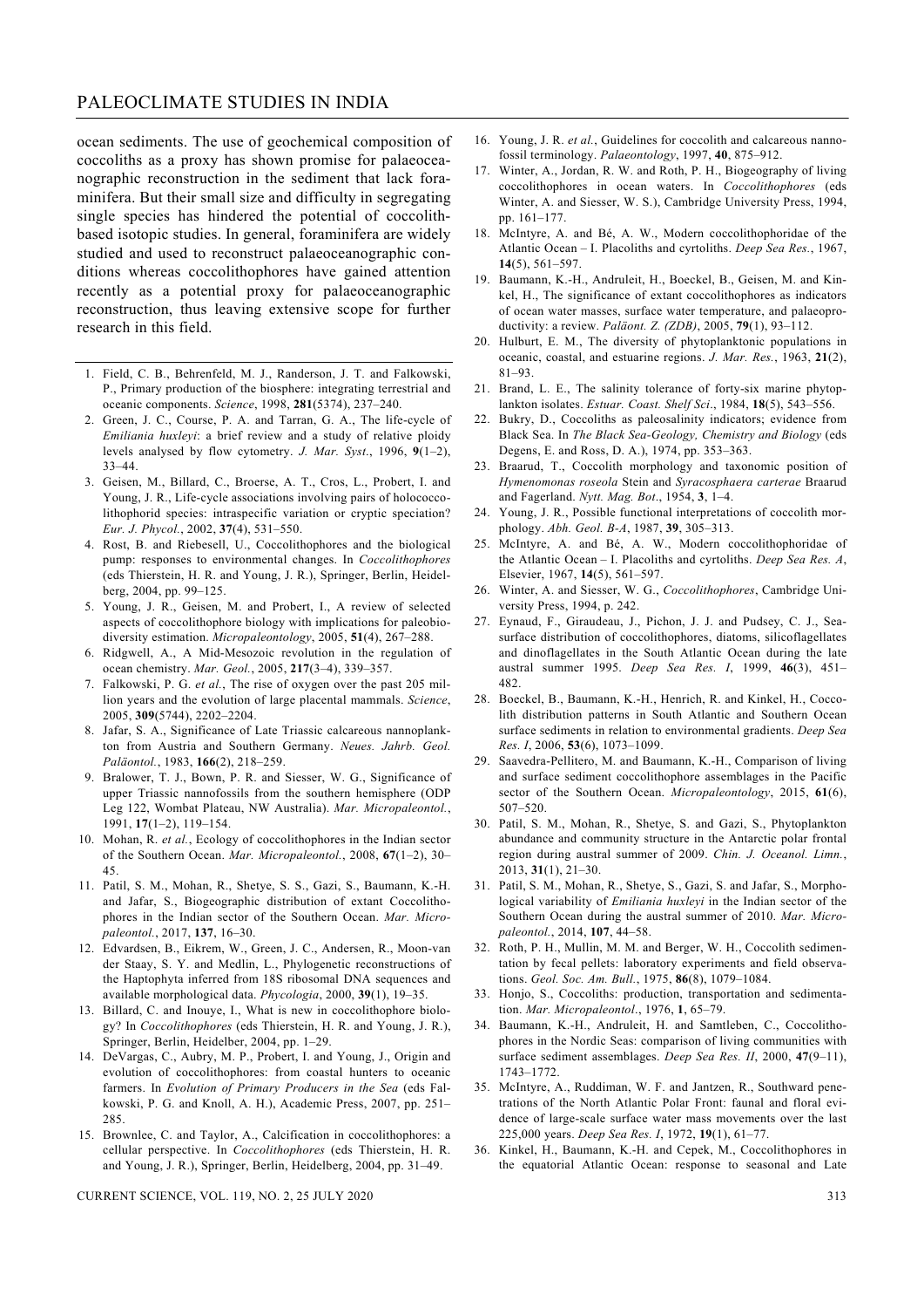ocean sediments. The use of geochemical composition of coccoliths as a proxy has shown promise for palaeoceanographic reconstruction in the sediment that lack foraminifera. But their small size and difficulty in segregating single species has hindered the potential of coccolith-based isotopic studies. In general, foraminifera are widely studied and used to reconstruct palaeoceanographic conditions whereas coccolithophores have gained attention recently as a potential proxy for palaeoceanographic reconstruction, thus leaving extensive scope for further research in this field.

1. Field, C. B., Behrenfeld, M. J., Randerson, J. T. and Falkowski, P., Primary production of the biosphere: integrating terrestrial and oceanic components. *Science*, 1998, **281**(5374), 237–240.
2. Green, J. C., Course, P. A. and Tarran, G. A., The life-cycle of *Emiliania huxleyi*: a brief review and a study of relative ploidy levels analysed by flow cytometry. *J. Mar. Syst*., 1996, **9**(1–2), 33–44.
3. Geisen, M., Billard, C., Broerse, A. T., Cros, L., Probert, I. and Young, J. R., Life-cycle associations involving pairs of holococcolithophorid species: intraspecific variation or cryptic speciation? *Eur. J. Phycol.*, 2002, **37**(4), 531–550.
4. Rost, B. and Riebesell, U., Coccolithophores and the biological pump: responses to environmental changes. In *Coccolithophores* (eds Thierstein, H. R. and Young, J. R.), Springer, Berlin, Heidelberg, 2004, pp. 99–125.
5. Young, J. R., Geisen, M. and Probert, I., A review of selected aspects of coccolithophore biology with implications for paleobiodiversity estimation. *Micropaleontology*, 2005, **51**(4), 267–288.
6. Ridgwell, A., A Mid-Mesozoic revolution in the regulation of ocean chemistry. *Mar. Geol.*, 2005, **217**(3–4), 339–357.
7. Falkowski, P. G. *et al.*, The rise of oxygen over the past 205 million years and the evolution of large placental mammals. *Science*, 2005, **309**(5744), 2202–2204.
8. Jafar, S. A., Significance of Late Triassic calcareous nannoplankton from Austria and Southern Germany. *Neues. Jahrb. Geol. Paläontol.*, 1983, **166**(2), 218–259.
9. Bralower, T. J., Bown, P. R. and Siesser, W. G., Significance of upper Triassic nannofossils from the southern hemisphere (ODP Leg 122, Wombat Plateau, NW Australia). *Mar. Micropaleontol.*, 1991, **17**(1–2), 119–154.
10. Mohan, R. *et al.*, Ecology of coccolithophores in the Indian sector of the Southern Ocean. *Mar. Micropaleontol.*, 2008, **67**(1–2), 30–45.
11. Patil, S. M., Mohan, R., Shetye, S. S., Gazi, S., Baumann, K.-H. and Jafar, S., Biogeographic distribution of extant Coccolithophores in the Indian sector of the Southern Ocean. *Mar. Micropaleontol.*, 2017, **137**, 16–30.
12. Edvardsen, B., Eikrem, W., Green, J. C., Andersen, R., Moon-van der Staay, S. Y. and Medlin, L., Phylogenetic reconstructions of the Haptophyta inferred from 18S ribosomal DNA sequences and available morphological data. *Phycologia*, 2000, **39**(1), 19–35.
13. Billard, C. and Inouye, I., What is new in coccolithophore biology? In *Coccolithophores* (eds Thierstein, H. R. and Young, J. R.), Springer, Berlin, Heidelber, 2004, pp. 1–29.
14. DeVargas, C., Aubry, M. P., Probert, I. and Young, J., Origin and evolution of coccolithophores: from coastal hunters to oceanic farmers. In *Evolution of Primary Producers in the Sea* (eds Falkowski, P. G. and Knoll, A. H.), Academic Press, 2007, pp. 251–285.
15. Brownlee, C. and Taylor, A., Calcification in coccolithophores: a cellular perspective. In *Coccolithophores* (eds Thierstein, H. R. and Young, J. R.), Springer, Berlin, Heidelberg, 2004, pp. 31–49.
16. Young, J. R. *et al.*, Guidelines for coccolith and calcareous nannofossil terminology. *Palaeontology*, 1997, **40**, 875–912.
17. Winter, A., Jordan, R. W. and Roth, P. H., Biogeography of living coccolithophores in ocean waters. In *Coccolithophores* (eds Winter, A. and Siesser, W. S.), Cambridge University Press, 1994, pp. 161–177.
18. McIntyre, A. and Bé, A. W., Modern coccolithophoridae of the Atlantic Ocean – I. Placoliths and cyrtoliths. *Deep Sea Res.*, 1967, **14**(5), 561–597.
19. Baumann, K.-H., Andruleit, H., Boeckel, B., Geisen, M. and Kinkel, H., The significance of extant coccolithophores as indicators of ocean water masses, surface water temperature, and palaeoproductivity: a review. *Paläont. Z. (ZDB)*, 2005, **79**(1), 93–112.
20. Hulburt, E. M., The diversity of phytoplanktonic populations in oceanic, coastal, and estuarine regions. *J. Mar. Res.*, 1963, **21**(2), 81–93.
21. Brand, L. E., The salinity tolerance of forty-six marine phytoplankton isolates. *Estuar. Coast. Shelf Sci*., 1984, **18**(5), 543–556.
22. Bukry, D., Coccoliths as paleosalinity indicators; evidence from Black Sea. In *The Black Sea-Geology, Chemistry and Biology* (eds Degens, E. and Ross, D. A.), 1974, pp. 353–363.
23. Braarud, T., Coccolith morphology and taxonomic position of *Hymenomonas roseola* Stein and *Syracosphaera carterae* Braarud and Fagerland. *Nytt. Mag. Bot*., 1954, **3**, 1–4.
24. Young, J. R., Possible functional interpretations of coccolith morphology. *Abh. Geol. B-A*, 1987, **39**, 305–313.
25. McIntyre, A. and Bé, A. W., Modern coccolithophoridae of the Atlantic Ocean – I. Placoliths and cyrtoliths. *Deep Sea Res. A*, Elsevier, 1967, **14**(5), 561–597.
26. Winter, A. and Siesser, W. G., *Coccolithophores*, Cambridge University Press, 1994, p. 242.
27. Eynaud, F., Giraudeau, J., Pichon, J. J. and Pudsey, C. J., Sea-surface distribution of coccolithophores, diatoms, silicoflagellates and dinoflagellates in the South Atlantic Ocean during the late austral summer 1995. *Deep Sea Res. I*, 1999, **46**(3), 451–482.
28. Boeckel, B., Baumann, K.-H., Henrich, R. and Kinkel, H., Coccolith distribution patterns in South Atlantic and Southern Ocean surface sediments in relation to environmental gradients. *Deep Sea Res. I*, 2006, **53**(6), 1073–1099.
29. Saavedra-Pellitero, M. and Baumann, K.-H., Comparison of living and surface sediment coccolithophore assemblages in the Pacific sector of the Southern Ocean. *Micropaleontology*, 2015, **61**(6), 507–520.
30. Patil, S. M., Mohan, R., Shetye, S. and Gazi, S., Phytoplankton abundance and community structure in the Antarctic polar frontal region during austral summer of 2009. *Chin. J. Oceanol. Limn.*, 2013, **31**(1), 21–30.
31. Patil, S. M., Mohan, R., Shetye, S., Gazi, S. and Jafar, S., Morphological variability of *Emiliania huxleyi* in the Indian sector of the Southern Ocean during the austral summer of 2010. *Mar. Micropaleontol.*, 2014, **107**, 44–58.
32. Roth, P. H., Mullin, M. M. and Berger, W. H., Coccolith sedimentation by fecal pellets: laboratory experiments and field observations. *Geol. Soc. Am. Bull.*, 1975, **86**(8), 1079–1084.
33. Honjo, S., Coccoliths: production, transportation and sedimentation. *Mar. Micropaleontol*., 1976, **1**, 65–79.
34. Baumann, K.-H., Andruleit, H. and Samtleben, C., Coccolithophores in the Nordic Seas: comparison of living communities with surface sediment assemblages. *Deep Sea Res. II*, 2000, **47**(9–11), 1743–1772.
35. McIntyre, A., Ruddiman, W. F. and Jantzen, R., Southward penetrations of the North Atlantic Polar Front: faunal and floral evidence of large-scale surface water mass movements over the last 225,000 years. *Deep Sea Res. I*, 1972, **19**(1), 61–77.
36. Kinkel, H., Baumann, K.-H. and Cepek, M., Coccolithophores in the equatorial Atlantic Ocean: response to seasonal and Late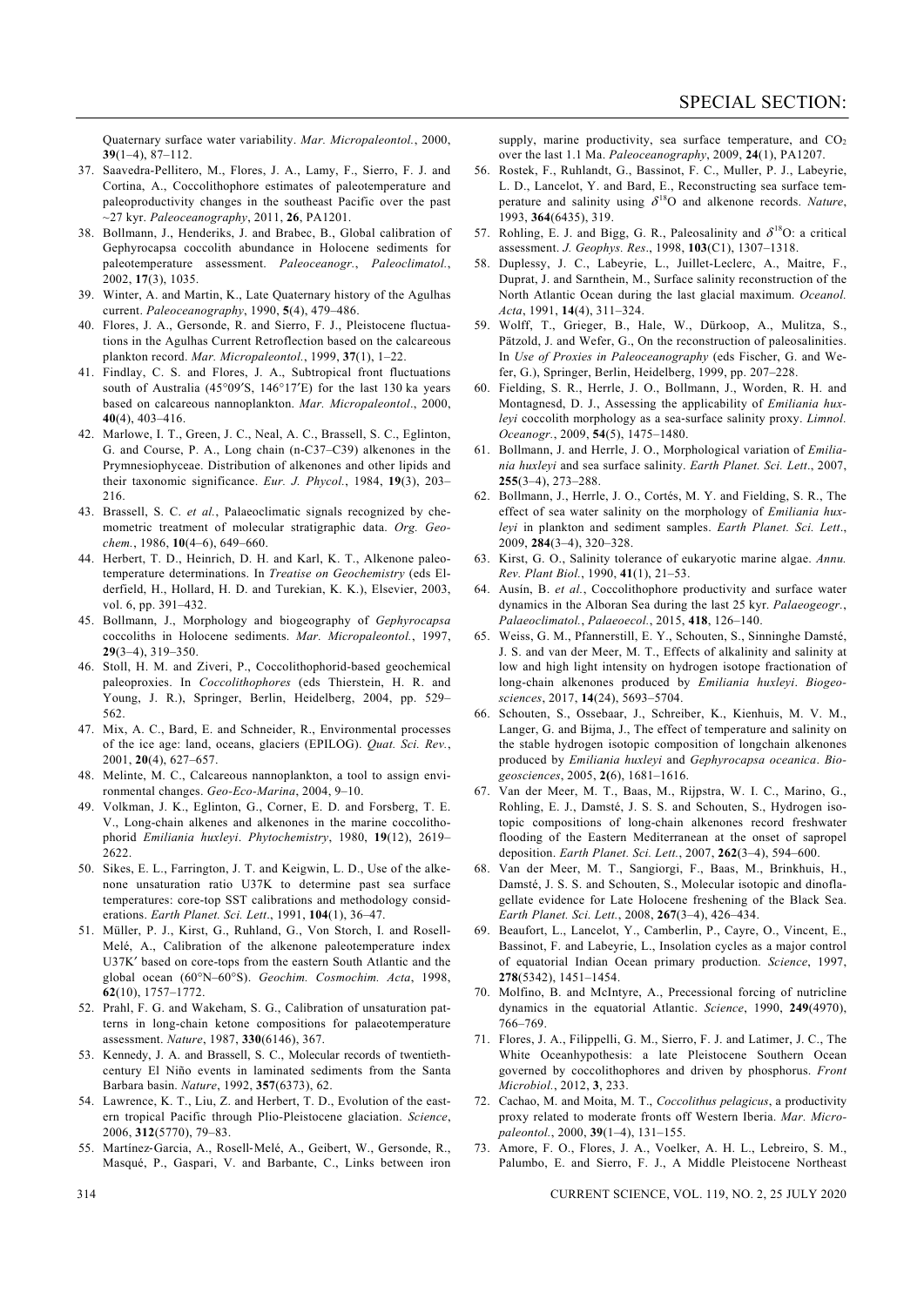Quaternary surface water variability. *Mar. Micropaleontol.*, 2000, **39**(1–4), 87–112.

37. Saavedra-Pellitero, M., Flores, J. A., Lamy, F., Sierro, F. J. and Cortina, A., Coccolithophore estimates of paleotemperature and paleoproductivity changes in the southeast Pacific over the past ~27 kyr. *Paleoceanography*, 2011, **26**, PA1201.
38. Bollmann, J., Henderiks, J. and Brabec, B., Global calibration of Gephyrocapsa coccolith abundance in Holocene sediments for paleotemperature assessment. *Paleoceanogr., Paleoclimatol.*, 2002, **17**(3), 1035.
39. Winter, A. and Martin, K., Late Quaternary history of the Agulhas current. *Paleoceanography*, 1990, **5**(4), 479–486.
40. Flores, J. A., Gersonde, R. and Sierro, F. J., Pleistocene fluctuations in the Agulhas Current Retroflection based on the calcareous plankton record. *Mar. Micropaleontol.*, 1999, **37**(1), 1–22.
41. Findlay, C. S. and Flores, J. A., Subtropical front fluctuations south of Australia (45°09′S, 146°17′E) for the last 130 ka years based on calcareous nannoplankton. *Mar. Micropaleontol*., 2000, **40**(4), 403–416.
42. Marlowe, I. T., Green, J. C., Neal, A. C., Brassell, S. C., Eglinton, G. and Course, P. A., Long chain (n-C37–C39) alkenones in the Prymnesiophyceae. Distribution of alkenones and other lipids and their taxonomic significance. *Eur. J. Phycol.*, 1984, **19**(3), 203–216.
43. Brassell, S. C. *et al.*, Palaeoclimatic signals recognized by chemometric treatment of molecular stratigraphic data. *Org. Geochem.*, 1986, **10**(4–6), 649–660.
44. Herbert, T. D., Heinrich, D. H. and Karl, K. T., Alkenone paleotemperature determinations. In *Treatise on Geochemistry* (eds Elderfield, H., Hollard, H. D. and Turekian, K. K.), Elsevier, 2003, vol. 6, pp. 391–432.
45. Bollmann, J., Morphology and biogeography of *Gephyrocapsa* coccoliths in Holocene sediments. *Mar. Micropaleontol.*, 1997, **29**(3–4), 319–350.
46. Stoll, H. M. and Ziveri, P., Coccolithophorid-based geochemical paleoproxies. In *Coccolithophores* (eds Thierstein, H. R. and Young, J. R.), Springer, Berlin, Heidelberg, 2004, pp. 529–562.
47. Mix, A. C., Bard, E. and Schneider, R., Environmental processes of the ice age: land, oceans, glaciers (EPILOG). *Quat. Sci. Rev.*, 2001, **20**(4), 627–657.
48. Melinte, M. C., Calcareous nannoplankton, a tool to assign environmental changes. *Geo-Eco-Marina*, 2004, 9–10.
49. Volkman, J. K., Eglinton, G., Corner, E. D. and Forsberg, T. E. V., Long-chain alkenes and alkenones in the marine coccolithophorid *Emiliania huxleyi*. *Phytochemistry*, 1980, **19**(12), 2619–2622.
50. Sikes, E. L., Farrington, J. T. and Keigwin, L. D., Use of the alkenone unsaturation ratio U37K to determine past sea surface temperatures: core-top SST calibrations and methodology considerations. *Earth Planet. Sci. Lett*., 1991, **104**(1), 36–47.
51. Müller, P. J., Kirst, G., Ruhland, G., Von Storch, I. and Rosell-Melé, A., Calibration of the alkenone paleotemperature index U37K′ based on core-tops from the eastern South Atlantic and the global ocean (60°N–60°S). *Geochim. Cosmochim. Acta*, 1998, **62**(10), 1757–1772.
52. Prahl, F. G. and Wakeham, S. G., Calibration of unsaturation patterns in long-chain ketone compositions for palaeotemperature assessment. *Nature*, 1987, **330**(6146), 367.
53. Kennedy, J. A. and Brassell, S. C., Molecular records of twentieth-century El Niño events in laminated sediments from the Santa Barbara basin. *Nature*, 1992, **357**(6373), 62.
54. Lawrence, K. T., Liu, Z. and Herbert, T. D., Evolution of the eastern tropical Pacific through Plio-Pleistocene glaciation. *Science*, 2006, **312**(5770), 79–83.
55. Martínez-Garcia, A., Rosell-Melé, A., Geibert, W., Gersonde, R., Masqué, P., Gaspari, V. and Barbante, C., Links between iron supply, marine productivity, sea surface temperature, and $CO_2$ over the last 1.1 Ma. *Paleoceanography*, 2009, **24**(1), PA1207.
56. Rostek, F., Ruhlandt, G., Bassinot, F. C., Muller, P. J., Labeyrie, L. D., Lancelot, Y. and Bard, E., Reconstructing sea surface temperature and salinity using $\delta^{18}$O and alkenone records. *Nature*, 1993, **364**(6435), 319.
57. Rohling, E. J. and Bigg, G. R., Paleosalinity and $\delta^{18}$O: a critical assessment. *J. Geophys. Res*., 1998, **103**(C1), 1307–1318.
58. Duplessy, J. C., Labeyrie, L., Juillet-Leclerc, A., Maitre, F., Duprat, J. and Sarnthein, M., Surface salinity reconstruction of the North Atlantic Ocean during the last glacial maximum. *Oceanol. Acta*, 1991, **14**(4), 311–324.
59. Wolff, T., Grieger, B., Hale, W., Dürkoop, A., Mulitza, S., Pätzold, J. and Wefer, G., On the reconstruction of paleosalinities. In *Use of Proxies in Paleoceanography* (eds Fischer, G. and Wefer, G.), Springer, Berlin, Heidelberg, 1999, pp. 207–228.
60. Fielding, S. R., Herrle, J. O., Bollmann, J., Worden, R. H. and Montagnesd, D. J., Assessing the applicability of *Emiliania huxleyi* coccolith morphology as a sea-surface salinity proxy. *Limnol. Oceanogr.*, 2009, **54**(5), 1475–1480.
61. Bollmann, J. and Herrle, J. O., Morphological variation of *Emiliania huxleyi* and sea surface salinity. *Earth Planet. Sci. Lett*., 2007, **255**(3–4), 273–288.
62. Bollmann, J., Herrle, J. O., Cortés, M. Y. and Fielding, S. R., The effect of sea water salinity on the morphology of *Emiliania huxleyi* in plankton and sediment samples. *Earth Planet. Sci. Lett*., 2009, **284**(3–4), 320–328.
63. Kirst, G. O., Salinity tolerance of eukaryotic marine algae. *Annu. Rev. Plant Biol.*, 1990, **41**(1), 21–53.
64. Ausín, B. *et al.*, Coccolithophore productivity and surface water dynamics in the Alboran Sea during the last 25 kyr. *Palaeogeogr., Palaeoclimatol., Palaeoecol.*, 2015, **418**, 126–140.
65. Weiss, G. M., Pfannerstill, E. Y., Schouten, S., Sinninghe Damsté, J. S. and van der Meer, M. T., Effects of alkalinity and salinity at low and high light intensity on hydrogen isotope fractionation of long-chain alkenones produced by *Emiliania huxleyi*. *Biogeosciences*, 2017, **14**(24), 5693–5704.
66. Schouten, S., Ossebaar, J., Schreiber, K., Kienhuis, M. V. M., Langer, G. and Bijma, J., The effect of temperature and salinity on the stable hydrogen isotopic composition of longchain alkenones produced by *Emiliania huxleyi* and *Gephyrocapsa oceanica*. *Biogeosciences*, 2005, **2**(6), 1681–1616.
67. Van der Meer, M. T., Baas, M., Rijpstra, W. I. C., Marino, G., Rohling, E. J., Damsté, J. S. S. and Schouten, S., Hydrogen isotopic compositions of long-chain alkenones record freshwater flooding of the Eastern Mediterranean at the onset of sapropel deposition. *Earth Planet. Sci. Lett.*, 2007, **262**(3–4), 594–600.
68. Van der Meer, M. T., Sangiorgi, F., Baas, M., Brinkhuis, H., Damsté, J. S. S. and Schouten, S., Molecular isotopic and dinoflagellate evidence for Late Holocene freshening of the Black Sea. *Earth Planet. Sci. Lett.*, 2008, **267**(3–4), 426–434.
69. Beaufort, L., Lancelot, Y., Camberlin, P., Cayre, O., Vincent, E., Bassinot, F. and Labeyrie, L., Insolation cycles as a major control of equatorial Indian Ocean primary production. *Science*, 1997, **278**(5342), 1451–1454.
70. Molfino, B. and McIntyre, A., Precessional forcing of nutricline dynamics in the equatorial Atlantic. *Science*, 1990, **249**(4970), 766–769.
71. Flores, J. A., Filippelli, G. M., Sierro, F. J. and Latimer, J. C., The White Oceanhypothesis: a late Pleistocene Southern Ocean governed by coccolithophores and driven by phosphorus. *Front Microbiol.*, 2012, **3**, 233.
72. Cachao, M. and Moita, M. T., *Coccolithus pelagicus*, a productivity proxy related to moderate fronts off Western Iberia. *Mar. Micropaleontol.*, 2000, **39**(1–4), 131–155.
73. Amore, F. O., Flores, J. A., Voelker, A. H. L., Lebreiro, S. M., Palumbo, E. and Sierro, F. J., A Middle Pleistocene Northeast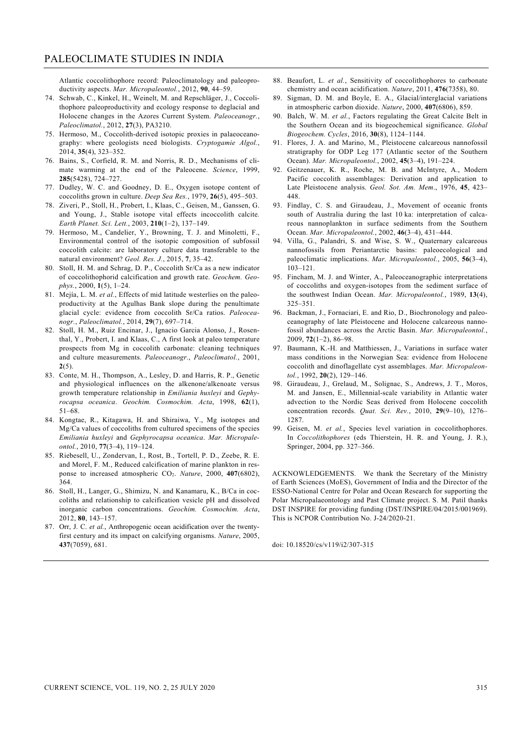Atlantic coccolithophore record: Paleoclimatology and paleoproductivity aspects. *Mar. Micropaleontol.*, 2012, **90**, 44–59.

74. Schwab, C., Kinkel, H., Weinelt, M. and Repschläger, J., Coccolithophore paleoproductivity and ecology response to deglacial and Holocene changes in the Azores Current System. *Paleoceanogr., Paleoclimatol.*, 2012, **27**(3), PA3210.
75. Hermoso, M., Coccolith-derived isotopic proxies in palaeoceanography: where geologists need biologists. *Cryptogamie Algol.*, 2014, **35**(4), 323–352.
76. Bains, S., Corfield, R. M. and Norris, R. D., Mechanisms of climate warming at the end of the Paleocene. *Science*, 1999, **285**(5428), 724–727.
77. Dudley, W. C. and Goodney, D. E., Oxygen isotope content of coccoliths grown in culture. *Deep Sea Res.*, 1979, **26**(5), 495–503.
78. Ziveri, P., Stoll, H., Probert, I., Klaas, C., Geisen, M., Ganssen, G. and Young, J., Stable isotope vital effects incoccolith calcite*. Earth Planet. Sci. Lett.*, 2003, **210**(1–2), 137–149.
79. Hermoso, M., Candelier, Y., Browning, T. J. and Minoletti, F., Environmental control of the isotopic composition of subfossil coccolith calcite: are laboratory culture data transferable to the natural environment? *Geol. Res. J.*, 2015, **7**, 35–42.
80. Stoll, H. M. and Schrag, D. P., Coccolith Sr/Ca as a new indicator of coccolithophorid calcification and growth rate. *Geochem. Geophys.*, 2000, **1**(5), 1–24.
81. Mejía, L. M. *et al.*, Effects of mid latitude westerlies on the paleoproductivity at the Agulhas Bank slope during the penultimate glacial cycle: evidence from coccolith Sr/Ca ratios. *Paleoceanogr., Paleoclimatol.*, 2014, **29**(7), 697–714.
82. Stoll, H. M., Ruiz Encinar, J., Ignacio Garcia Alonso, J., Rosenthal, Y., Probert, I. and Klaas, C., A first look at paleo temperature prospects from Mg in coccolith carbonate: cleaning techniques and culture measurements. *Paleoceanogr., Paleoclimatol.*, 2001, **2**(5).
83. Conte, M. H., Thompson, A., Lesley, D. and Harris, R. P., Genetic and physiological influences on the alkenone/alkenoate versus growth temperature relationship in *Emiliania huxleyi* and *Gephyrocapsa oceanica*. *Geochim. Cosmochim. Acta*, 1998, **62**(1), 51–68.
84. Kongtae, R., Kitagawa, H. and Shiraiwa, Y., Mg isotopes and Mg/Ca values of coccoliths from cultured specimens of the species *Emiliania huxleyi* and *Gephyrocapsa oceanica*. *Mar. Micropaleontol.*, 2010, **77**(3–4), 119–124.
85. Riebesell, U., Zondervan, I., Rost, B., Tortell, P. D., Zeebe, R. E. and Morel, F. M., Reduced calcification of marine plankton in response to increased atmospheric $CO_2$. *Nature*, 2000, **407**(6802), 364.
86. Stoll, H., Langer, G., Shimizu, N. and Kanamaru, K., B/Ca in coccoliths and relationship to calcification vesicle pH and dissolved inorganic carbon concentrations. *Geochim. Cosmochim. Acta*, 2012, **80**, 143–157.
87. Orr, J. C. *et al.*, Anthropogenic ocean acidification over the twenty-first century and its impact on calcifying organisms. *Nature*, 2005, **437**(7059), 681.
88. Beaufort, L. *et al.*, Sensitivity of coccolithophores to carbonate chemistry and ocean acidification. *Nature*, 2011, **476**(7358), 80.
89. Sigman, D. M. and Boyle, E. A., Glacial/interglacial variations in atmospheric carbon dioxide. *Nature*, 2000, **407**(6806), 859.
90. Balch, W. M. *et al.*, Factors regulating the Great Calcite Belt in the Southern Ocean and its biogeochemical significance. *Global Biogeochem. Cycles*, 2016, **30**(8), 1124–1144.
91. Flores, J. A. and Marino, M., Pleistocene calcareous nannofossil stratigraphy for ODP Leg 177 (Atlantic sector of the Southern Ocean). *Mar. Micropaleontol.*, 2002, **45**(3–4), 191–224.
92. Geitzenauer, K. R., Roche, M. B. and McIntyre, A., Modern Pacific coccolith assemblages: Derivation and application to Late Pleistocene analysis. *Geol. Sot. Am. Mem*., 1976, **45**, 423–448.
93. Findlay, C. S. and Giraudeau, J., Movement of oceanic fronts south of Australia during the last 10 ka: interpretation of calcareous nannoplankton in surface sediments from the Southern Ocean. *Mar. Micropaleontol.*, 2002, **46**(3–4), 431–444.
94. Villa, G., Palandri, S. and Wise, S. W., Quaternary calcareous nannofossils from Periantarctic basins: paleoecological and paleoclimatic implications. *Mar. Micropaleontol.*, 2005, **56**(3–4), 103–121.
95. Fincham, M. J. and Winter, A., Paleoceanographic interpretations of coccoliths and oxygen-isotopes from the sediment surface of the southwest Indian Ocean. *Mar. Micropaleontol.*, 1989, **13**(4), 325–351.
96. Backman, J., Fornaciari, E. and Rio, D., Biochronology and paleoceanography of late Pleistocene and Holocene calcareous nannofossil abundances across the Arctic Basin. *Mar. Micropaleontol.*, 2009, **72**(1–2), 86–98.
97. Baumann, K.-H. and Matthiessen, J., Variations in surface water mass conditions in the Norwegian Sea: evidence from Holocene coccolith and dinoflagellate cyst assemblages. *Mar. Micropaleontol.*, 1992, **20**(2), 129–146.
98. Giraudeau, J., Grelaud, M., Solignac, S., Andrews, J. T., Moros, M. and Jansen, E., Millennial-scale variability in Atlantic water advection to the Nordic Seas derived from Holocene coccolith concentration records. *Quat. Sci. Rev.*, 2010, **29**(9–10), 1276–1287.
99. Geisen, M. *et al.*, Species level variation in coccolithophores. In *Coccolithophores* (eds Thierstein, H. R. and Young, J. R.), Springer, 2004, pp. 327–366.

ACKNOWLEDGEMENTS. We thank the Secretary of the Ministry of Earth Sciences (MoES), Government of India and the Director of the ESSO-National Centre for Polar and Ocean Research for supporting the Polar Micropalaeontology and Past Climate project. S. M. Patil thanks DST INSPIRE for providing funding (DST/INSPIRE/04/2015/001969). This is NCPOR Contribution No. J-24/2020-21.

doi: 10.18520/cs/v119/i2/307-315